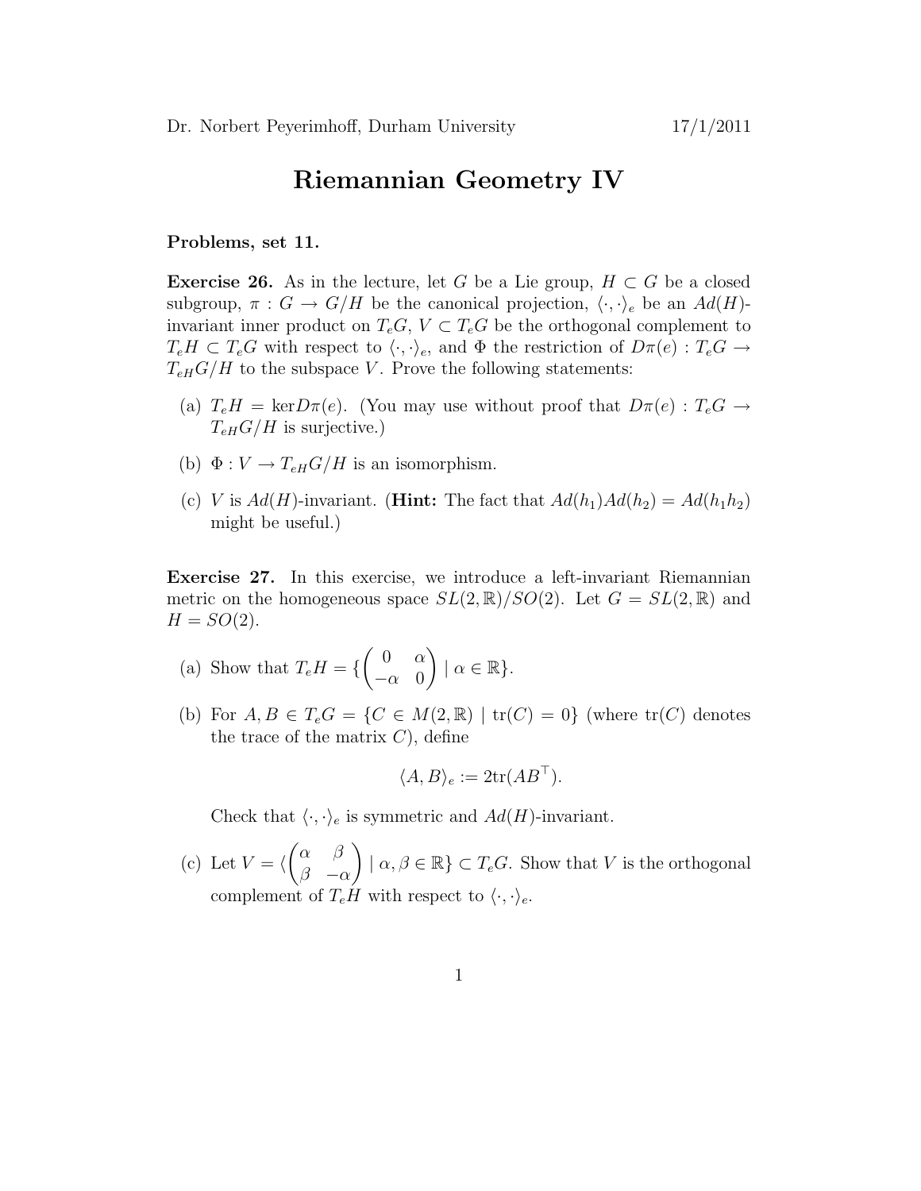Dr. Norbert Peyerimhoff, Durham University 17/1/2011

# Riemannian Geometry IV

**Problems, set 11.**

**Exercise 26.** As in the lecture, let $G$ be a Lie group, $H \subset G$ be a closed subgroup, $\pi : G \to G/H$ be the canonical projection, $\langle \cdot, \cdot \rangle_e$ be an $Ad(H)$-invariant inner product on $T_eG$, $V \subset T_eG$ be the orthogonal complement to $T_eH \subset T_eG$ with respect to $\langle \cdot, \cdot \rangle_e$, and $\Phi$ the restriction of $D\pi(e) : T_eG \to T_{eH}G/H$ to the subspace $V$. Prove the following statements:

(a) $T_eH = \ker D\pi(e)$. (You may use without proof that $D\pi(e) : T_eG \to T_{eH}G/H$ is surjective.)

(b) $\Phi : V \to T_{eH}G/H$ is an isomorphism.

(c) $V$ is $Ad(H)$-invariant. (**Hint:** The fact that $Ad(h_1)Ad(h_2) = Ad(h_1h_2)$ might be useful.)

**Exercise 27.** In this exercise, we introduce a left-invariant Riemannian metric on the homogeneous space $SL(2,\mathbb{R})/SO(2)$. Let $G = SL(2,\mathbb{R})$ and $H = SO(2)$.

(a) Show that $T_eH = \{ \begin{pmatrix} 0 & \alpha \\ -\alpha & 0 \end{pmatrix} \mid \alpha \in \mathbb{R} \}$.

(b) For $A, B \in T_eG = \{ C \in M(2,\mathbb{R}) \mid \text{tr}(C) = 0 \}$ (where $\text{tr}(C)$ denotes the trace of the matrix $C$), define

$$\langle A, B \rangle_e := 2\text{tr}(AB^\top).$$

Check that $\langle \cdot, \cdot \rangle_e$ is symmetric and $Ad(H)$-invariant.

(c) Let $V = \langle \begin{pmatrix} \alpha & \beta \\ \beta & -\alpha \end{pmatrix} \mid \alpha, \beta \in \mathbb{R} \} \subset T_eG$. Show that $V$ is the orthogonal complement of $T_eH$ with respect to $\langle \cdot, \cdot \rangle_e$.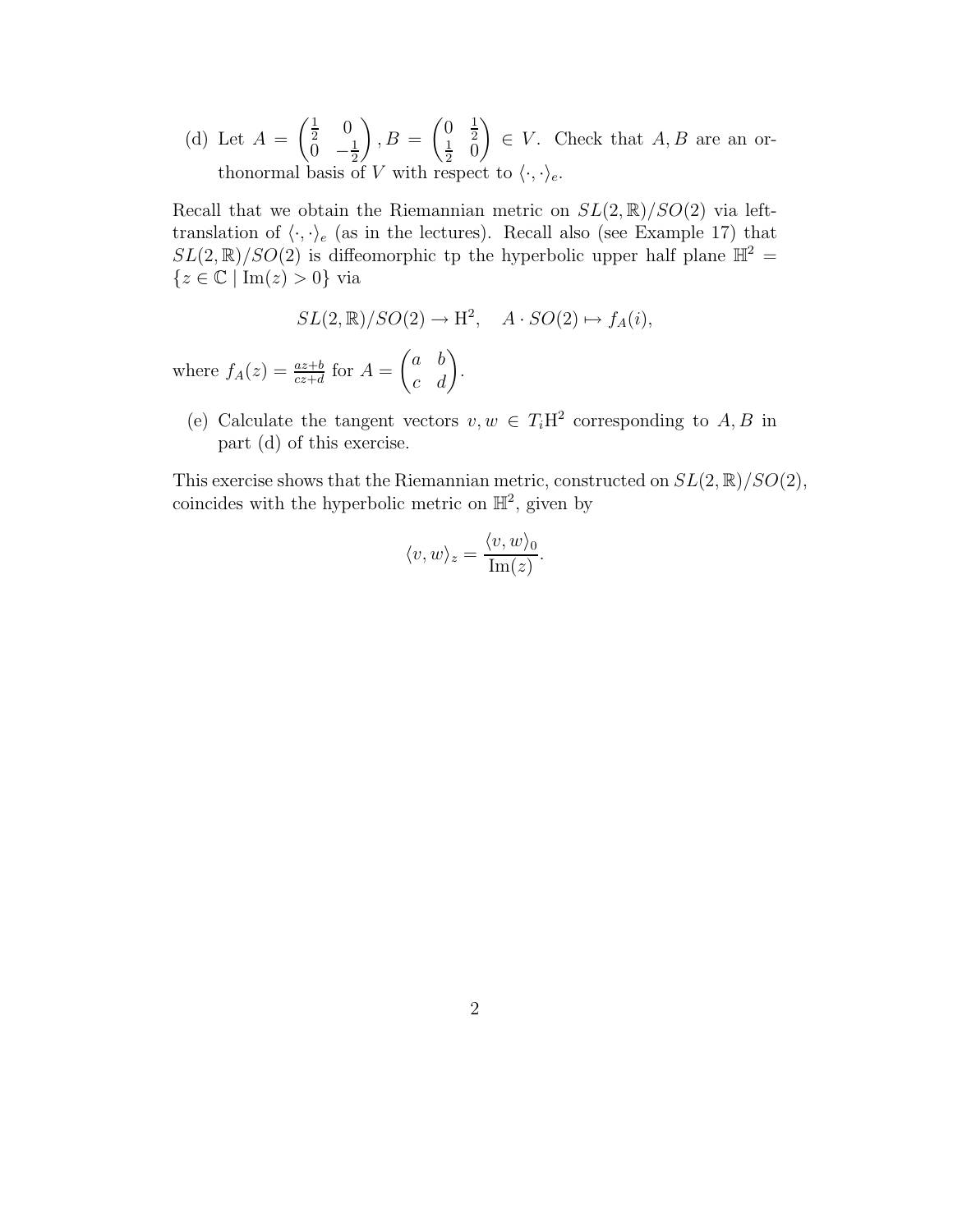(d) Let $A = \begin{pmatrix} \frac{1}{2} & 0 \\ 0 & -\frac{1}{2} \end{pmatrix}, B = \begin{pmatrix} 0 & \frac{1}{2} \\ \frac{1}{2} & 0 \end{pmatrix} \in V$. Check that $A, B$ are an orthonormal basis of $V$ with respect to $\langle \cdot, \cdot \rangle_e$.

Recall that we obtain the Riemannian metric on $SL(2,\mathbb{R})/SO(2)$ via left-translation of $\langle \cdot, \cdot \rangle_e$ (as in the lectures). Recall also (see Example 17) that $SL(2,\mathbb{R})/SO(2)$ is diffeomorphic tp the hyperbolic upper half plane $\mathbb{H}^2 = \{z \in \mathbb{C} \mid \mathrm{Im}(z) > 0\}$ via

$$SL(2,\mathbb{R})/SO(2) \to \mathrm{H}^2, \quad A \cdot SO(2) \mapsto f_A(i),$$

where $f_A(z) = \frac{az+b}{cz+d}$ for $A = \begin{pmatrix} a & b \\ c & d \end{pmatrix}$.

(e) Calculate the tangent vectors $v, w \in T_i\mathrm{H}^2$ corresponding to $A, B$ in part (d) of this exercise.

This exercise shows that the Riemannian metric, constructed on $SL(2,\mathbb{R})/SO(2)$, coincides with the hyperbolic metric on $\mathbb{H}^2$, given by

$$\langle v, w \rangle_z = \frac{\langle v, w \rangle_0}{\mathrm{Im}(z)}.$$